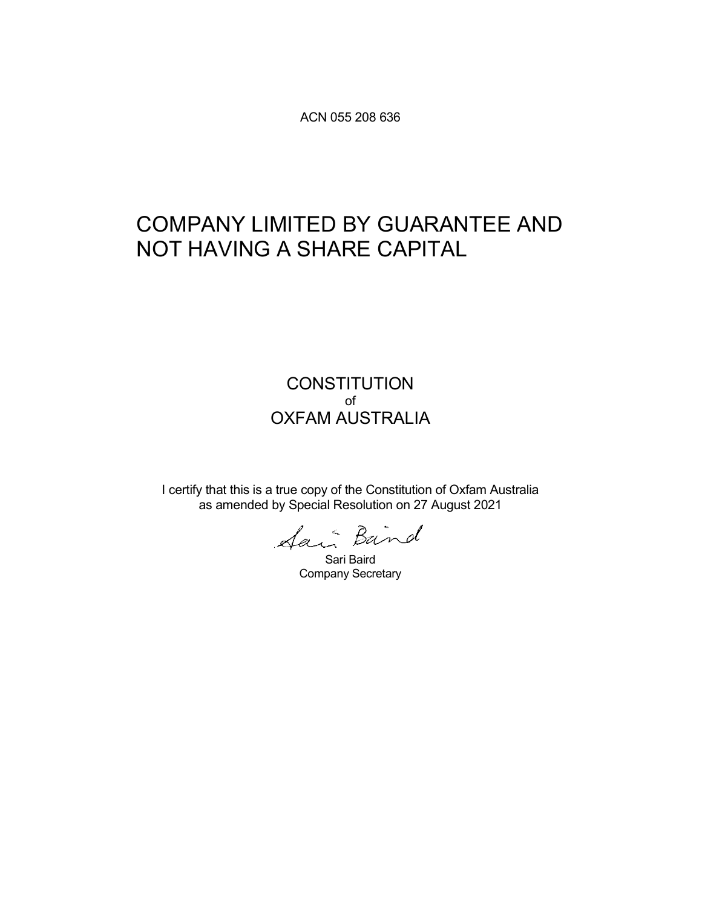ACN 055 208 636

# COMPANY LIMITED BY GUARANTEE AND NOT HAVING A SHARE CAPITAL

## CONSTITUTION
of
## OXFAM AUSTRALIA

I certify that this is a true copy of the Constitution of Oxfam Australia as amended by Special Resolution on 27 August 2021

Sari Baird

Sari Baird
Company Secretary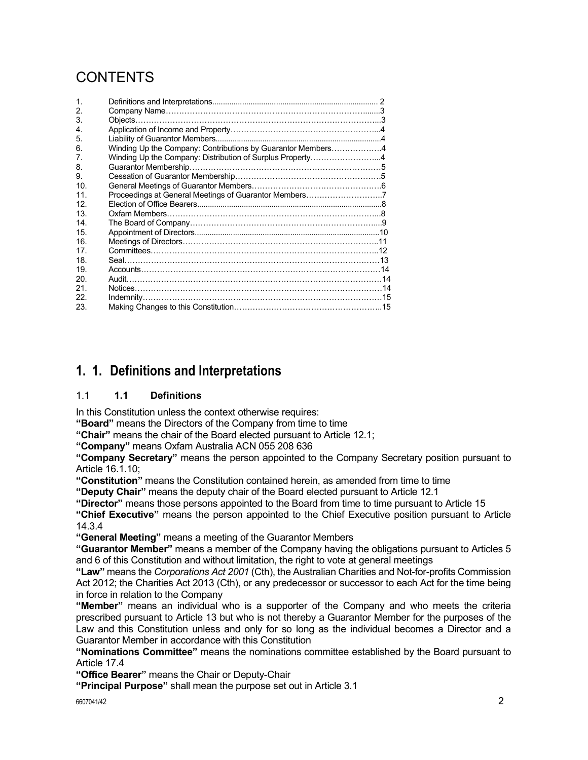# CONTENTS

| | | |
|---|---|---|
| 1. | Definitions and Interpretations | 2 |
| 2. | Company Name | 3 |
| 3. | Objects | 3 |
| 4. | Application of Income and Property | 4 |
| 5. | Liability of Guarantor Members | 4 |
| 6. | Winding Up the Company: Contributions by Guarantor Members | 4 |
| 7. | Winding Up the Company: Distribution of Surplus Property | 4 |
| 8. | Guarantor Membership | 5 |
| 9. | Cessation of Guarantor Membership | 5 |
| 10. | General Meetings of Guarantor Members | 6 |
| 11. | Proceedings at General Meetings of Guarantor Members | 7 |
| 12. | Election of Office Bearers | 8 |
| 13. | Oxfam Members | 8 |
| 14. | The Board of Company | 9 |
| 15. | Appointment of Directors | 10 |
| 16. | Meetings of Directors | 11 |
| 17. | Committees | 12 |
| 18. | Seal | 13 |
| 19. | Accounts | 14 |
| 20. | Audit | 14 |
| 21. | Notices | 14 |
| 22. | Indemnity | 15 |
| 23. | Making Changes to this Constitution | 15 |

# 1. 1. Definitions and Interpretations

## 1.1 1.1 Definitions

In this Constitution unless the context otherwise requires:

**"Board"** means the Directors of the Company from time to time

**"Chair"** means the chair of the Board elected pursuant to Article 12.1;

**"Company"** means Oxfam Australia ACN 055 208 636

**"Company Secretary"** means the person appointed to the Company Secretary position pursuant to Article 16.1.10;

**"Constitution"** means the Constitution contained herein, as amended from time to time

**"Deputy Chair"** means the deputy chair of the Board elected pursuant to Article 12.1

**"Director"** means those persons appointed to the Board from time to time pursuant to Article 15

**"Chief Executive"** means the person appointed to the Chief Executive position pursuant to Article 14.3.4

**"General Meeting"** means a meeting of the Guarantor Members

**"Guarantor Member"** means a member of the Company having the obligations pursuant to Articles 5 and 6 of this Constitution and without limitation, the right to vote at general meetings

**"Law"** means the *Corporations Act 2001* (Cth), the Australian Charities and Not-for-profits Commission Act 2012; the Charities Act 2013 (Cth), or any predecessor or successor to each Act for the time being in force in relation to the Company

**"Member"** means an individual who is a supporter of the Company and who meets the criteria prescribed pursuant to Article 13 but who is not thereby a Guarantor Member for the purposes of the Law and this Constitution unless and only for so long as the individual becomes a Director and a Guarantor Member in accordance with this Constitution

**"Nominations Committee"** means the nominations committee established by the Board pursuant to Article 17.4

**"Office Bearer"** means the Chair or Deputy-Chair

**"Principal Purpose"** shall mean the purpose set out in Article 3.1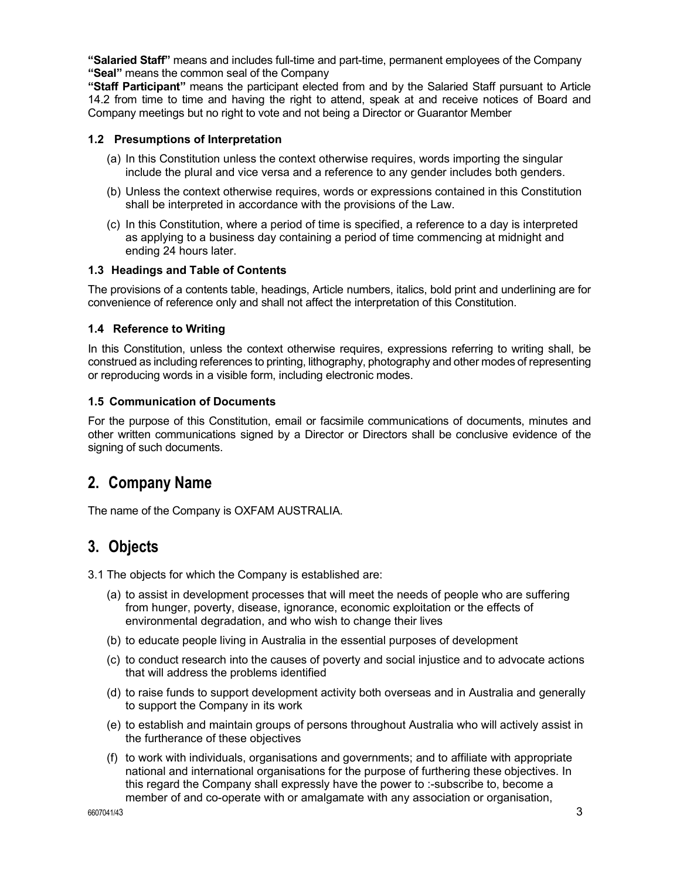**"Salaried Staff"** means and includes full-time and part-time, permanent employees of the Company
**"Seal"** means the common seal of the Company
**"Staff Participant"** means the participant elected from and by the Salaried Staff pursuant to Article 14.2 from time to time and having the right to attend, speak at and receive notices of Board and Company meetings but no right to vote and not being a Director or Guarantor Member

### 1.2 Presumptions of Interpretation

(a) In this Constitution unless the context otherwise requires, words importing the singular include the plural and vice versa and a reference to any gender includes both genders.

(b) Unless the context otherwise requires, words or expressions contained in this Constitution shall be interpreted in accordance with the provisions of the Law.

(c) In this Constitution, where a period of time is specified, a reference to a day is interpreted as applying to a business day containing a period of time commencing at midnight and ending 24 hours later.

### 1.3 Headings and Table of Contents

The provisions of a contents table, headings, Article numbers, italics, bold print and underlining are for convenience of reference only and shall not affect the interpretation of this Constitution.

### 1.4 Reference to Writing

In this Constitution, unless the context otherwise requires, expressions referring to writing shall, be construed as including references to printing, lithography, photography and other modes of representing or reproducing words in a visible form, including electronic modes.

### 1.5 Communication of Documents

For the purpose of this Constitution, email or facsimile communications of documents, minutes and other written communications signed by a Director or Directors shall be conclusive evidence of the signing of such documents.

## 2. Company Name

The name of the Company is OXFAM AUSTRALIA.

## 3. Objects

3.1 The objects for which the Company is established are:

(a) to assist in development processes that will meet the needs of people who are suffering from hunger, poverty, disease, ignorance, economic exploitation or the effects of environmental degradation, and who wish to change their lives

(b) to educate people living in Australia in the essential purposes of development

(c) to conduct research into the causes of poverty and social injustice and to advocate actions that will address the problems identified

(d) to raise funds to support development activity both overseas and in Australia and generally to support the Company in its work

(e) to establish and maintain groups of persons throughout Australia who will actively assist in the furtherance of these objectives

(f) to work with individuals, organisations and governments; and to affiliate with appropriate national and international organisations for the purpose of furthering these objectives. In this regard the Company shall expressly have the power to :-subscribe to, become a member of and co-operate with or amalgamate with any association or organisation,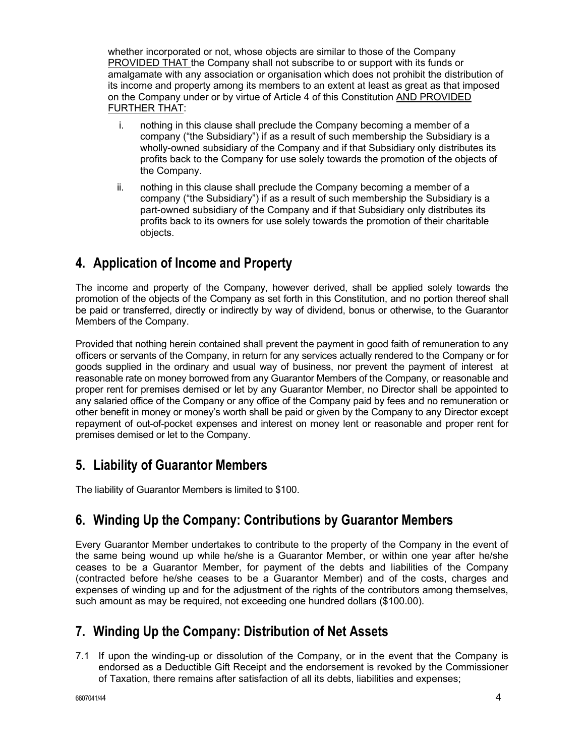whether incorporated or not, whose objects are similar to those of the Company PROVIDED THAT the Company shall not subscribe to or support with its funds or amalgamate with any association or organisation which does not prohibit the distribution of its income and property among its members to an extent at least as great as that imposed on the Company under or by virtue of Article 4 of this Constitution AND PROVIDED FURTHER THAT:

i. nothing in this clause shall preclude the Company becoming a member of a company ("the Subsidiary") if as a result of such membership the Subsidiary is a wholly-owned subsidiary of the Company and if that Subsidiary only distributes its profits back to the Company for use solely towards the promotion of the objects of the Company.

ii. nothing in this clause shall preclude the Company becoming a member of a company ("the Subsidiary") if as a result of such membership the Subsidiary is a part-owned subsidiary of the Company and if that Subsidiary only distributes its profits back to its owners for use solely towards the promotion of their charitable objects.

## 4. Application of Income and Property

The income and property of the Company, however derived, shall be applied solely towards the promotion of the objects of the Company as set forth in this Constitution, and no portion thereof shall be paid or transferred, directly or indirectly by way of dividend, bonus or otherwise, to the Guarantor Members of the Company.

Provided that nothing herein contained shall prevent the payment in good faith of remuneration to any officers or servants of the Company, in return for any services actually rendered to the Company or for goods supplied in the ordinary and usual way of business, nor prevent the payment of interest at reasonable rate on money borrowed from any Guarantor Members of the Company, or reasonable and proper rent for premises demised or let by any Guarantor Member, no Director shall be appointed to any salaried office of the Company or any office of the Company paid by fees and no remuneration or other benefit in money or money's worth shall be paid or given by the Company to any Director except repayment of out-of-pocket expenses and interest on money lent or reasonable and proper rent for premises demised or let to the Company.

## 5. Liability of Guarantor Members

The liability of Guarantor Members is limited to $100.

## 6. Winding Up the Company: Contributions by Guarantor Members

Every Guarantor Member undertakes to contribute to the property of the Company in the event of the same being wound up while he/she is a Guarantor Member, or within one year after he/she ceases to be a Guarantor Member, for payment of the debts and liabilities of the Company (contracted before he/she ceases to be a Guarantor Member) and of the costs, charges and expenses of winding up and for the adjustment of the rights of the contributors among themselves, such amount as may be required, not exceeding one hundred dollars ($100.00).

## 7. Winding Up the Company: Distribution of Net Assets

7.1 If upon the winding-up or dissolution of the Company, or in the event that the Company is endorsed as a Deductible Gift Receipt and the endorsement is revoked by the Commissioner of Taxation, there remains after satisfaction of all its debts, liabilities and expenses;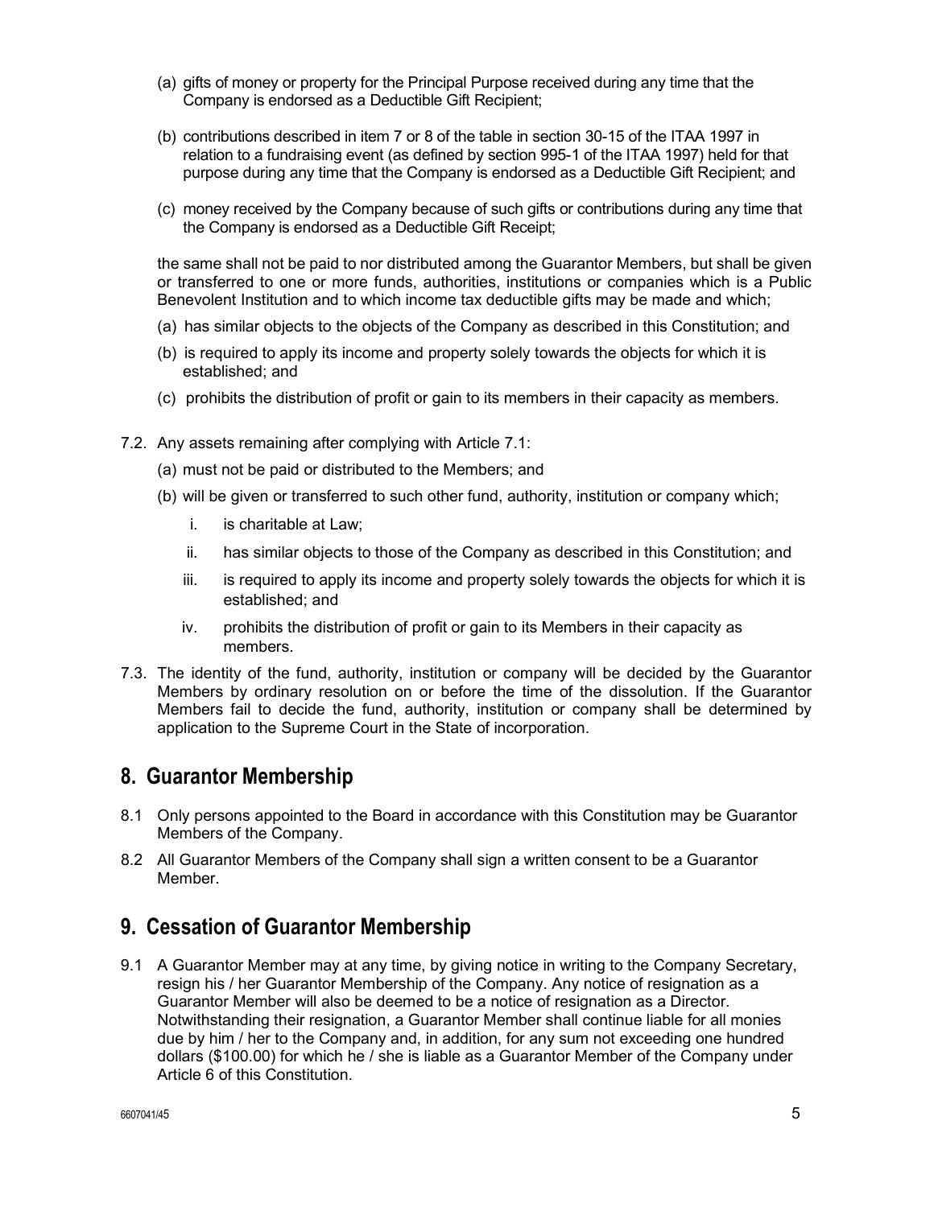(a) gifts of money or property for the Principal Purpose received during any time that the Company is endorsed as a Deductible Gift Recipient;

(b) contributions described in item 7 or 8 of the table in section 30-15 of the ITAA 1997 in relation to a fundraising event (as defined by section 995-1 of the ITAA 1997) held for that purpose during any time that the Company is endorsed as a Deductible Gift Recipient; and

(c) money received by the Company because of such gifts or contributions during any time that the Company is endorsed as a Deductible Gift Receipt;

the same shall not be paid to nor distributed among the Guarantor Members, but shall be given or transferred to one or more funds, authorities, institutions or companies which is a Public Benevolent Institution and to which income tax deductible gifts may be made and which;

(a) has similar objects to the objects of the Company as described in this Constitution; and

(b) is required to apply its income and property solely towards the objects for which it is established; and

(c) prohibits the distribution of profit or gain to its members in their capacity as members.

7.2. Any assets remaining after complying with Article 7.1:

(a) must not be paid or distributed to the Members; and

(b) will be given or transferred to such other fund, authority, institution or company which;

i. is charitable at Law;

ii. has similar objects to those of the Company as described in this Constitution; and

iii. is required to apply its income and property solely towards the objects for which it is established; and

iv. prohibits the distribution of profit or gain to its Members in their capacity as members.

7.3. The identity of the fund, authority, institution or company will be decided by the Guarantor Members by ordinary resolution on or before the time of the dissolution. If the Guarantor Members fail to decide the fund, authority, institution or company shall be determined by application to the Supreme Court in the State of incorporation.

## 8. Guarantor Membership

8.1 Only persons appointed to the Board in accordance with this Constitution may be Guarantor Members of the Company.

8.2 All Guarantor Members of the Company shall sign a written consent to be a Guarantor Member.

## 9. Cessation of Guarantor Membership

9.1 A Guarantor Member may at any time, by giving notice in writing to the Company Secretary, resign his / her Guarantor Membership of the Company. Any notice of resignation as a Guarantor Member will also be deemed to be a notice of resignation as a Director. Notwithstanding their resignation, a Guarantor Member shall continue liable for all monies due by him / her to the Company and, in addition, for any sum not exceeding one hundred dollars ($100.00) for which he / she is liable as a Guarantor Member of the Company under Article 6 of this Constitution.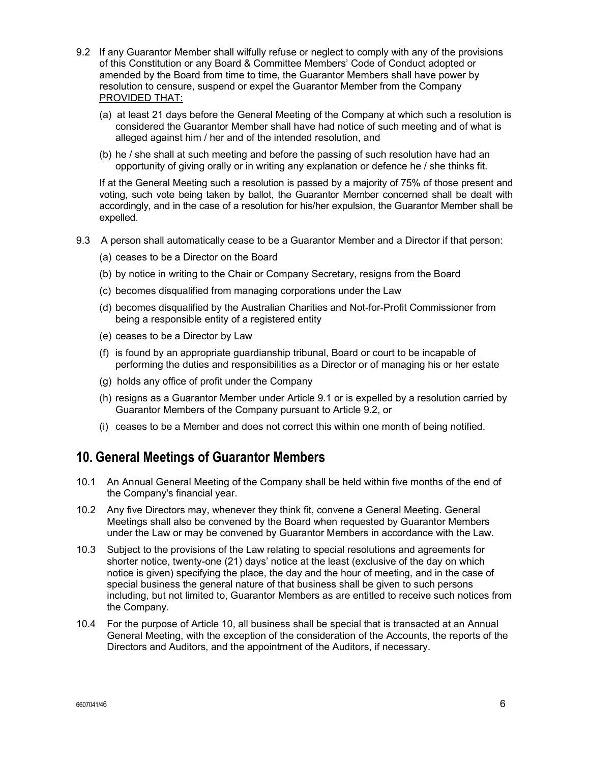9.2 If any Guarantor Member shall wilfully refuse or neglect to comply with any of the provisions of this Constitution or any Board & Committee Members' Code of Conduct adopted or amended by the Board from time to time, the Guarantor Members shall have power by resolution to censure, suspend or expel the Guarantor Member from the Company <u>PROVIDED THAT:</u>

(a) at least 21 days before the General Meeting of the Company at which such a resolution is considered the Guarantor Member shall have had notice of such meeting and of what is alleged against him / her and of the intended resolution, and

(b) he / she shall at such meeting and before the passing of such resolution have had an opportunity of giving orally or in writing any explanation or defence he / she thinks fit.

If at the General Meeting such a resolution is passed by a majority of 75% of those present and voting, such vote being taken by ballot, the Guarantor Member concerned shall be dealt with accordingly, and in the case of a resolution for his/her expulsion, the Guarantor Member shall be expelled.

9.3 A person shall automatically cease to be a Guarantor Member and a Director if that person:

(a) ceases to be a Director on the Board

(b) by notice in writing to the Chair or Company Secretary, resigns from the Board

(c) becomes disqualified from managing corporations under the Law

(d) becomes disqualified by the Australian Charities and Not-for-Profit Commissioner from being a responsible entity of a registered entity

(e) ceases to be a Director by Law

(f) is found by an appropriate guardianship tribunal, Board or court to be incapable of performing the duties and responsibilities as a Director or of managing his or her estate

(g) holds any office of profit under the Company

(h) resigns as a Guarantor Member under Article 9.1 or is expelled by a resolution carried by Guarantor Members of the Company pursuant to Article 9.2, or

(i) ceases to be a Member and does not correct this within one month of being notified.

## 10. General Meetings of Guarantor Members

10.1 An Annual General Meeting of the Company shall be held within five months of the end of the Company's financial year.

10.2 Any five Directors may, whenever they think fit, convene a General Meeting. General Meetings shall also be convened by the Board when requested by Guarantor Members under the Law or may be convened by Guarantor Members in accordance with the Law.

10.3 Subject to the provisions of the Law relating to special resolutions and agreements for shorter notice, twenty-one (21) days' notice at the least (exclusive of the day on which notice is given) specifying the place, the day and the hour of meeting, and in the case of special business the general nature of that business shall be given to such persons including, but not limited to, Guarantor Members as are entitled to receive such notices from the Company.

10.4 For the purpose of Article 10, all business shall be special that is transacted at an Annual General Meeting, with the exception of the consideration of the Accounts, the reports of the Directors and Auditors, and the appointment of the Auditors, if necessary.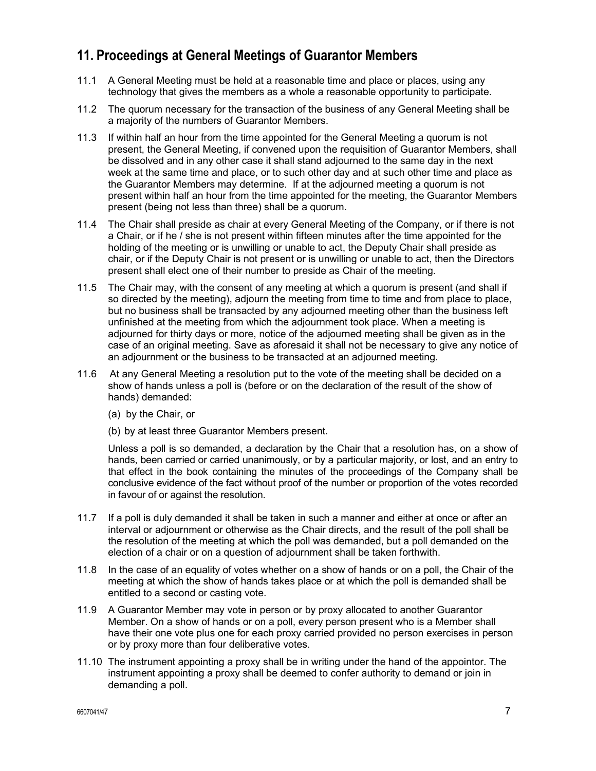## 11. Proceedings at General Meetings of Guarantor Members

11.1 A General Meeting must be held at a reasonable time and place or places, using any technology that gives the members as a whole a reasonable opportunity to participate.

11.2 The quorum necessary for the transaction of the business of any General Meeting shall be a majority of the numbers of Guarantor Members.

11.3 If within half an hour from the time appointed for the General Meeting a quorum is not present, the General Meeting, if convened upon the requisition of Guarantor Members, shall be dissolved and in any other case it shall stand adjourned to the same day in the next week at the same time and place, or to such other day and at such other time and place as the Guarantor Members may determine. If at the adjourned meeting a quorum is not present within half an hour from the time appointed for the meeting, the Guarantor Members present (being not less than three) shall be a quorum.

11.4 The Chair shall preside as chair at every General Meeting of the Company, or if there is not a Chair, or if he / she is not present within fifteen minutes after the time appointed for the holding of the meeting or is unwilling or unable to act, the Deputy Chair shall preside as chair, or if the Deputy Chair is not present or is unwilling or unable to act, then the Directors present shall elect one of their number to preside as Chair of the meeting.

11.5 The Chair may, with the consent of any meeting at which a quorum is present (and shall if so directed by the meeting), adjourn the meeting from time to time and from place to place, but no business shall be transacted by any adjourned meeting other than the business left unfinished at the meeting from which the adjournment took place. When a meeting is adjourned for thirty days or more, notice of the adjourned meeting shall be given as in the case of an original meeting. Save as aforesaid it shall not be necessary to give any notice of an adjournment or the business to be transacted at an adjourned meeting.

11.6 At any General Meeting a resolution put to the vote of the meeting shall be decided on a show of hands unless a poll is (before or on the declaration of the result of the show of hands) demanded:

(a) by the Chair, or

(b) by at least three Guarantor Members present.

Unless a poll is so demanded, a declaration by the Chair that a resolution has, on a show of hands, been carried or carried unanimously, or by a particular majority, or lost, and an entry to that effect in the book containing the minutes of the proceedings of the Company shall be conclusive evidence of the fact without proof of the number or proportion of the votes recorded in favour of or against the resolution.

11.7 If a poll is duly demanded it shall be taken in such a manner and either at once or after an interval or adjournment or otherwise as the Chair directs, and the result of the poll shall be the resolution of the meeting at which the poll was demanded, but a poll demanded on the election of a chair or on a question of adjournment shall be taken forthwith.

11.8 In the case of an equality of votes whether on a show of hands or on a poll, the Chair of the meeting at which the show of hands takes place or at which the poll is demanded shall be entitled to a second or casting vote.

11.9 A Guarantor Member may vote in person or by proxy allocated to another Guarantor Member. On a show of hands or on a poll, every person present who is a Member shall have their one vote plus one for each proxy carried provided no person exercises in person or by proxy more than four deliberative votes.

11.10 The instrument appointing a proxy shall be in writing under the hand of the appointor. The instrument appointing a proxy shall be deemed to confer authority to demand or join in demanding a poll.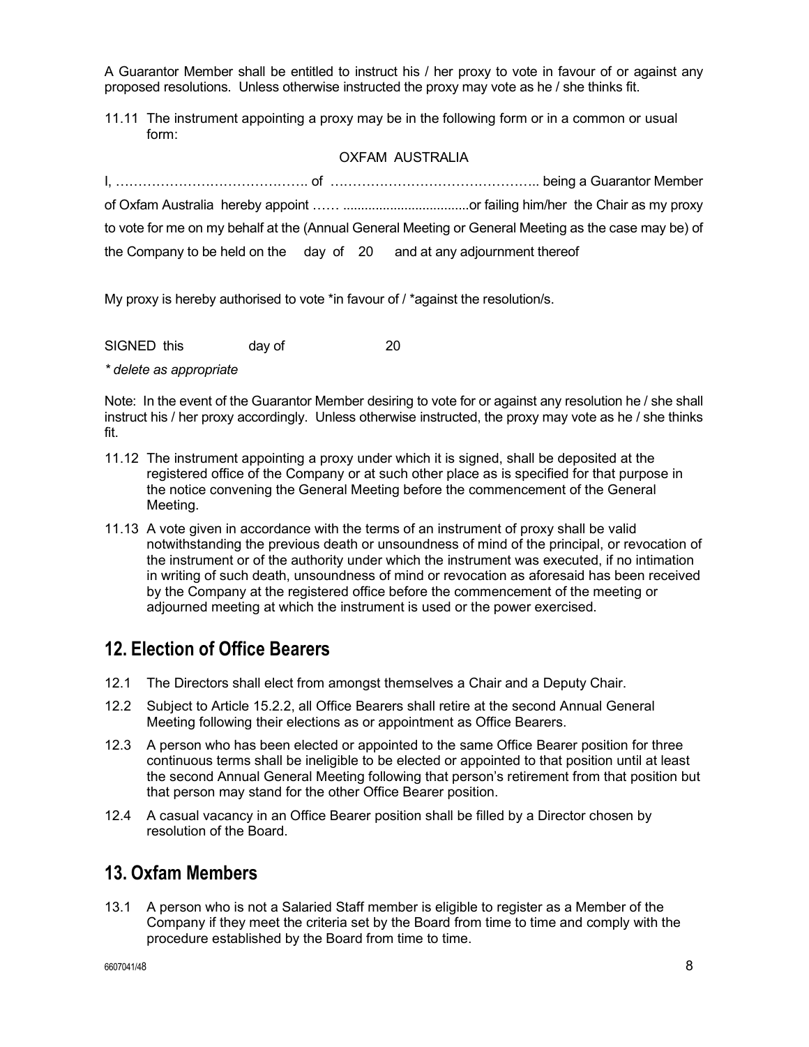A Guarantor Member shall be entitled to instruct his / her proxy to vote in favour of or against any proposed resolutions. Unless otherwise instructed the proxy may vote as he / she thinks fit.

11.11 The instrument appointing a proxy may be in the following form or in a common or usual form:

OXFAM AUSTRALIA

I, …………………………………….. of ……………………………………….. being a Guarantor Member of Oxfam Australia hereby appoint …… ...................................or failing him/her the Chair as my proxy to vote for me on my behalf at the (Annual General Meeting or General Meeting as the case may be) of the Company to be held on the day of 20 and at any adjournment thereof

My proxy is hereby authorised to vote *in favour of / *against the resolution/s.

SIGNED this day of 20

*\* delete as appropriate*

Note: In the event of the Guarantor Member desiring to vote for or against any resolution he / she shall instruct his / her proxy accordingly. Unless otherwise instructed, the proxy may vote as he / she thinks fit.

11.12 The instrument appointing a proxy under which it is signed, shall be deposited at the registered office of the Company or at such other place as is specified for that purpose in the notice convening the General Meeting before the commencement of the General Meeting.

11.13 A vote given in accordance with the terms of an instrument of proxy shall be valid notwithstanding the previous death or unsoundness of mind of the principal, or revocation of the instrument or of the authority under which the instrument was executed, if no intimation in writing of such death, unsoundness of mind or revocation as aforesaid has been received by the Company at the registered office before the commencement of the meeting or adjourned meeting at which the instrument is used or the power exercised.

## 12. Election of Office Bearers

12.1 The Directors shall elect from amongst themselves a Chair and a Deputy Chair.

12.2 Subject to Article 15.2.2, all Office Bearers shall retire at the second Annual General Meeting following their elections as or appointment as Office Bearers.

12.3 A person who has been elected or appointed to the same Office Bearer position for three continuous terms shall be ineligible to be elected or appointed to that position until at least the second Annual General Meeting following that person's retirement from that position but that person may stand for the other Office Bearer position.

12.4 A casual vacancy in an Office Bearer position shall be filled by a Director chosen by resolution of the Board.

## 13. Oxfam Members

13.1 A person who is not a Salaried Staff member is eligible to register as a Member of the Company if they meet the criteria set by the Board from time to time and comply with the procedure established by the Board from time to time.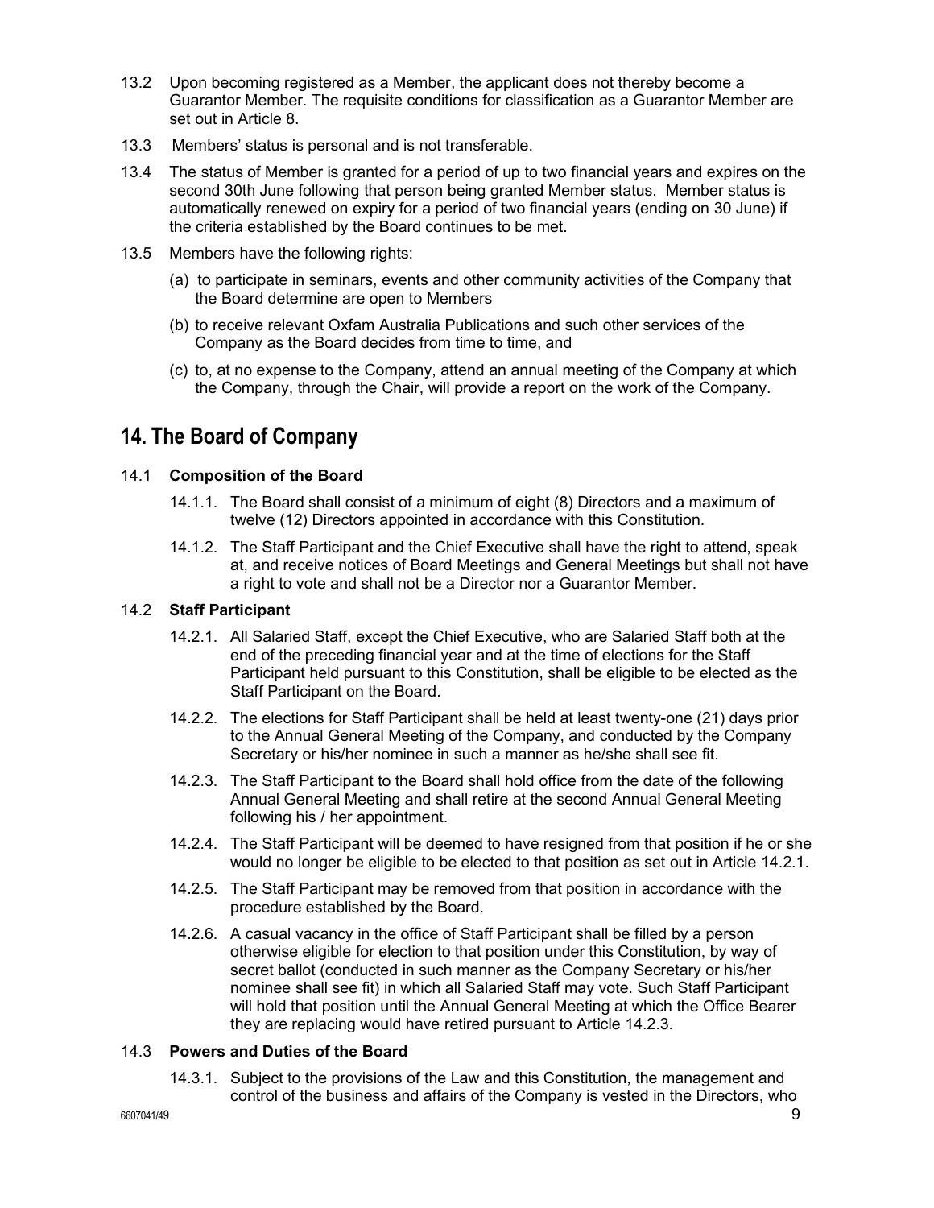13.2 Upon becoming registered as a Member, the applicant does not thereby become a Guarantor Member. The requisite conditions for classification as a Guarantor Member are set out in Article 8.

13.3 Members' status is personal and is not transferable.

13.4 The status of Member is granted for a period of up to two financial years and expires on the second 30th June following that person being granted Member status. Member status is automatically renewed on expiry for a period of two financial years (ending on 30 June) if the criteria established by the Board continues to be met.

13.5 Members have the following rights:

(a) to participate in seminars, events and other community activities of the Company that the Board determine are open to Members

(b) to receive relevant Oxfam Australia Publications and such other services of the Company as the Board decides from time to time, and

(c) to, at no expense to the Company, attend an annual meeting of the Company at which the Company, through the Chair, will provide a report on the work of the Company.

## 14. The Board of Company

14.1 **Composition of the Board**

14.1.1. The Board shall consist of a minimum of eight (8) Directors and a maximum of twelve (12) Directors appointed in accordance with this Constitution.

14.1.2. The Staff Participant and the Chief Executive shall have the right to attend, speak at, and receive notices of Board Meetings and General Meetings but shall not have a right to vote and shall not be a Director nor a Guarantor Member.

14.2 **Staff Participant**

14.2.1. All Salaried Staff, except the Chief Executive, who are Salaried Staff both at the end of the preceding financial year and at the time of elections for the Staff Participant held pursuant to this Constitution, shall be eligible to be elected as the Staff Participant on the Board.

14.2.2. The elections for Staff Participant shall be held at least twenty-one (21) days prior to the Annual General Meeting of the Company, and conducted by the Company Secretary or his/her nominee in such a manner as he/she shall see fit.

14.2.3. The Staff Participant to the Board shall hold office from the date of the following Annual General Meeting and shall retire at the second Annual General Meeting following his / her appointment.

14.2.4. The Staff Participant will be deemed to have resigned from that position if he or she would no longer be eligible to be elected to that position as set out in Article 14.2.1.

14.2.5. The Staff Participant may be removed from that position in accordance with the procedure established by the Board.

14.2.6. A casual vacancy in the office of Staff Participant shall be filled by a person otherwise eligible for election to that position under this Constitution, by way of secret ballot (conducted in such manner as the Company Secretary or his/her nominee shall see fit) in which all Salaried Staff may vote. Such Staff Participant will hold that position until the Annual General Meeting at which the Office Bearer they are replacing would have retired pursuant to Article 14.2.3.

14.3 **Powers and Duties of the Board**

14.3.1. Subject to the provisions of the Law and this Constitution, the management and control of the business and affairs of the Company is vested in the Directors, who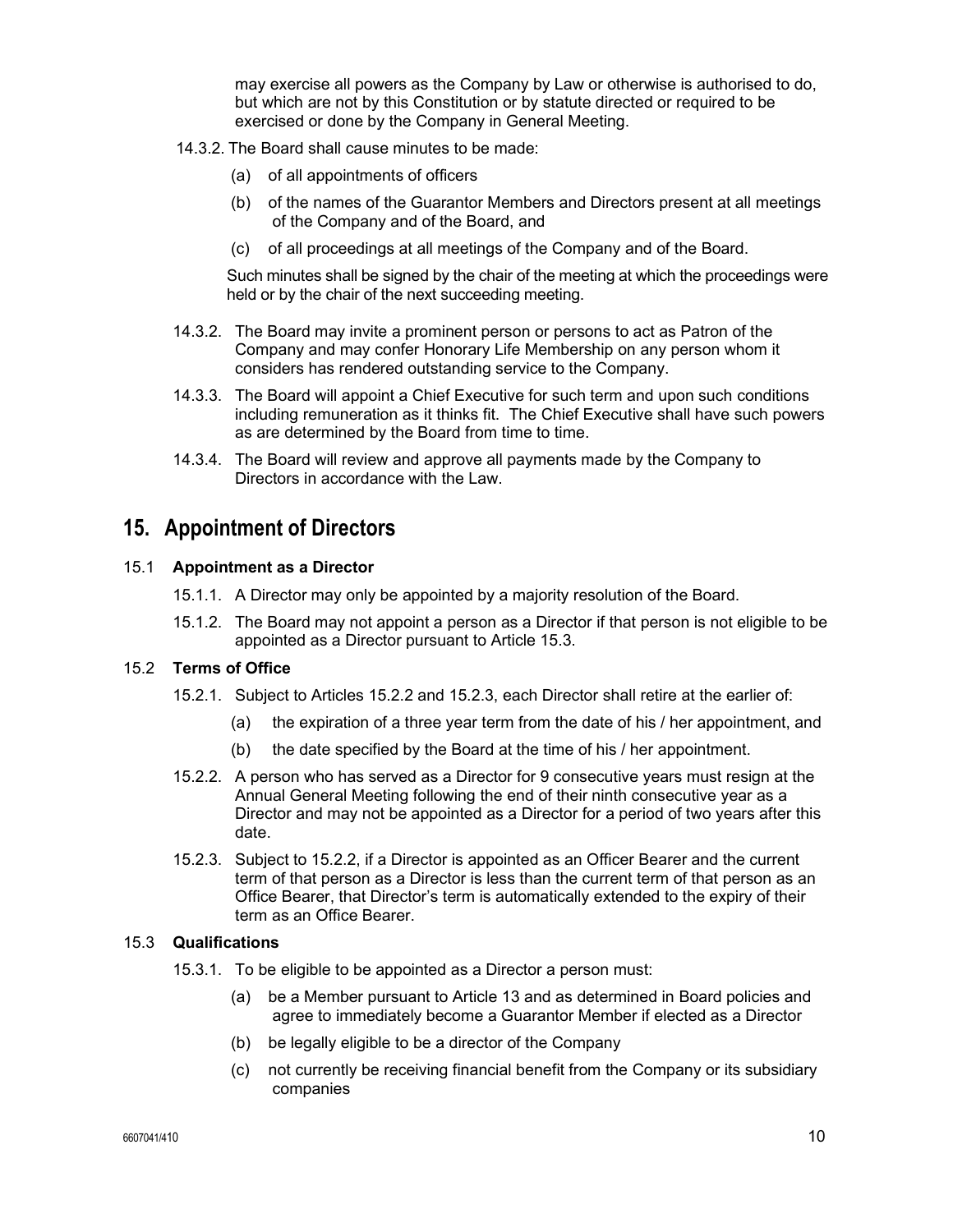may exercise all powers as the Company by Law or otherwise is authorised to do, but which are not by this Constitution or by statute directed or required to be exercised or done by the Company in General Meeting.

14.3.2. The Board shall cause minutes to be made:

(a) of all appointments of officers

(b) of the names of the Guarantor Members and Directors present at all meetings of the Company and of the Board, and

(c) of all proceedings at all meetings of the Company and of the Board.

Such minutes shall be signed by the chair of the meeting at which the proceedings were held or by the chair of the next succeeding meeting.

14.3.2. The Board may invite a prominent person or persons to act as Patron of the Company and may confer Honorary Life Membership on any person whom it considers has rendered outstanding service to the Company.

14.3.3. The Board will appoint a Chief Executive for such term and upon such conditions including remuneration as it thinks fit. The Chief Executive shall have such powers as are determined by the Board from time to time.

14.3.4. The Board will review and approve all payments made by the Company to Directors in accordance with the Law.

## 15. Appointment of Directors

### 15.1 Appointment as a Director

15.1.1. A Director may only be appointed by a majority resolution of the Board.

15.1.2. The Board may not appoint a person as a Director if that person is not eligible to be appointed as a Director pursuant to Article 15.3.

### 15.2 Terms of Office

15.2.1. Subject to Articles 15.2.2 and 15.2.3, each Director shall retire at the earlier of:

(a) the expiration of a three year term from the date of his / her appointment, and

(b) the date specified by the Board at the time of his / her appointment.

15.2.2. A person who has served as a Director for 9 consecutive years must resign at the Annual General Meeting following the end of their ninth consecutive year as a Director and may not be appointed as a Director for a period of two years after this date.

15.2.3. Subject to 15.2.2, if a Director is appointed as an Officer Bearer and the current term of that person as a Director is less than the current term of that person as an Office Bearer, that Director's term is automatically extended to the expiry of their term as an Office Bearer.

### 15.3 Qualifications

15.3.1. To be eligible to be appointed as a Director a person must:

(a) be a Member pursuant to Article 13 and as determined in Board policies and agree to immediately become a Guarantor Member if elected as a Director

(b) be legally eligible to be a director of the Company

(c) not currently be receiving financial benefit from the Company or its subsidiary companies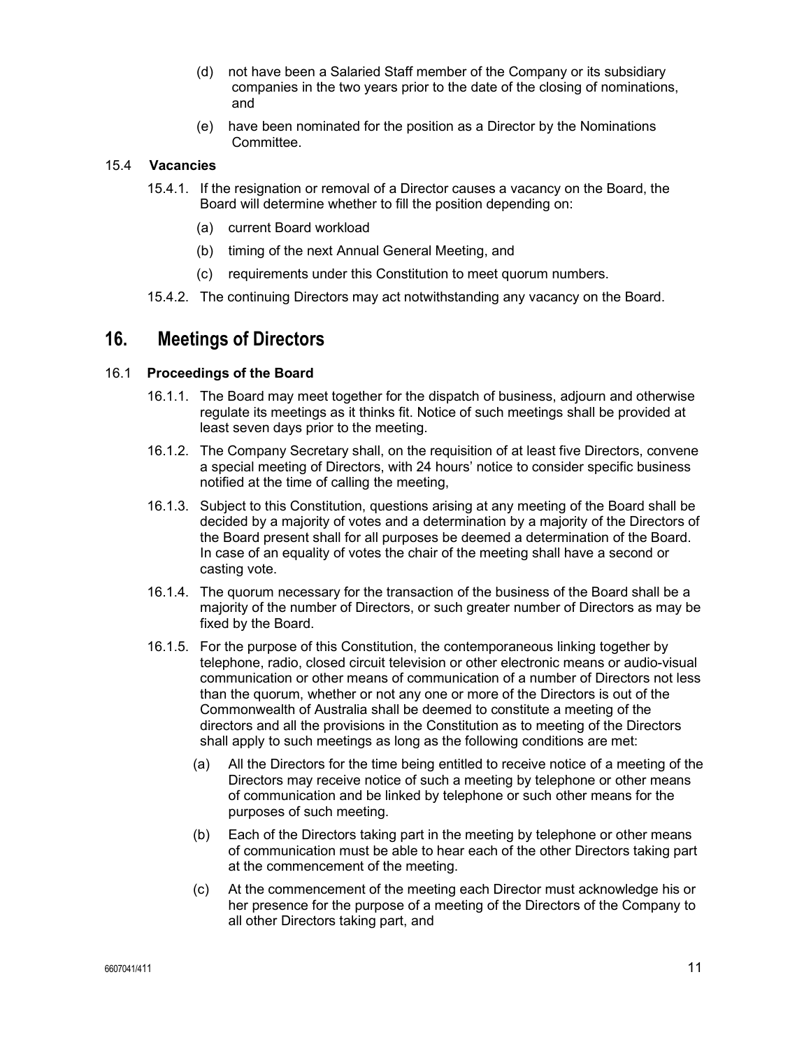(d) not have been a Salaried Staff member of the Company or its subsidiary companies in the two years prior to the date of the closing of nominations, and

(e) have been nominated for the position as a Director by the Nominations Committee.

15.4 **Vacancies**

15.4.1. If the resignation or removal of a Director causes a vacancy on the Board, the Board will determine whether to fill the position depending on:

(a) current Board workload

(b) timing of the next Annual General Meeting, and

(c) requirements under this Constitution to meet quorum numbers.

15.4.2. The continuing Directors may act notwithstanding any vacancy on the Board.

# 16. Meetings of Directors

16.1 **Proceedings of the Board**

16.1.1. The Board may meet together for the dispatch of business, adjourn and otherwise regulate its meetings as it thinks fit. Notice of such meetings shall be provided at least seven days prior to the meeting.

16.1.2. The Company Secretary shall, on the requisition of at least five Directors, convene a special meeting of Directors, with 24 hours' notice to consider specific business notified at the time of calling the meeting,

16.1.3. Subject to this Constitution, questions arising at any meeting of the Board shall be decided by a majority of votes and a determination by a majority of the Directors of the Board present shall for all purposes be deemed a determination of the Board. In case of an equality of votes the chair of the meeting shall have a second or casting vote.

16.1.4. The quorum necessary for the transaction of the business of the Board shall be a majority of the number of Directors, or such greater number of Directors as may be fixed by the Board.

16.1.5. For the purpose of this Constitution, the contemporaneous linking together by telephone, radio, closed circuit television or other electronic means or audio-visual communication or other means of communication of a number of Directors not less than the quorum, whether or not any one or more of the Directors is out of the Commonwealth of Australia shall be deemed to constitute a meeting of the directors and all the provisions in the Constitution as to meeting of the Directors shall apply to such meetings as long as the following conditions are met:

(a) All the Directors for the time being entitled to receive notice of a meeting of the Directors may receive notice of such a meeting by telephone or other means of communication and be linked by telephone or such other means for the purposes of such meeting.

(b) Each of the Directors taking part in the meeting by telephone or other means of communication must be able to hear each of the other Directors taking part at the commencement of the meeting.

(c) At the commencement of the meeting each Director must acknowledge his or her presence for the purpose of a meeting of the Directors of the Company to all other Directors taking part, and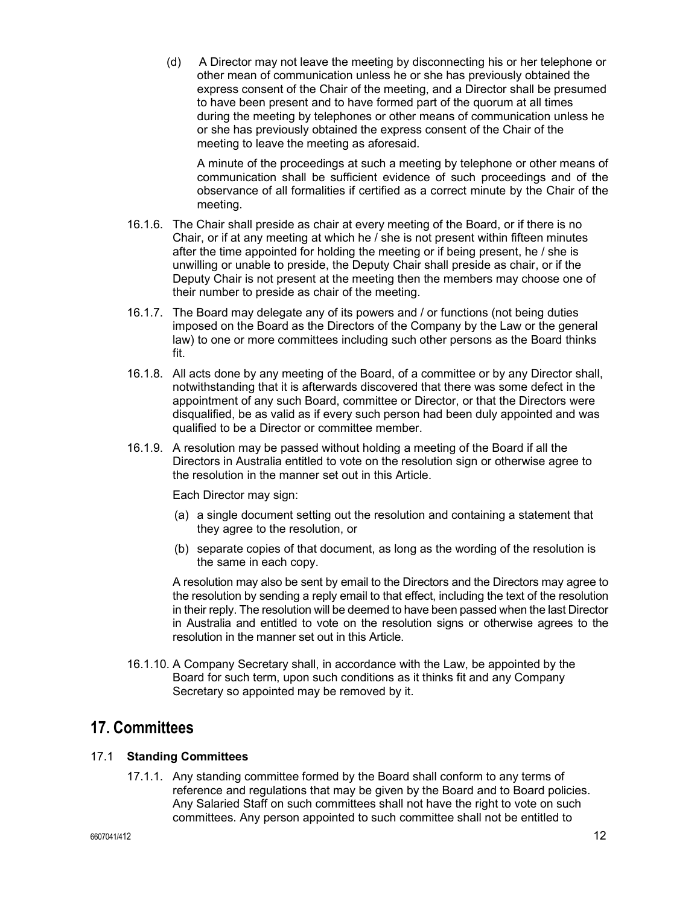(d) A Director may not leave the meeting by disconnecting his or her telephone or other mean of communication unless he or she has previously obtained the express consent of the Chair of the meeting, and a Director shall be presumed to have been present and to have formed part of the quorum at all times during the meeting by telephones or other means of communication unless he or she has previously obtained the express consent of the Chair of the meeting to leave the meeting as aforesaid.

A minute of the proceedings at such a meeting by telephone or other means of communication shall be sufficient evidence of such proceedings and of the observance of all formalities if certified as a correct minute by the Chair of the meeting.

16.1.6. The Chair shall preside as chair at every meeting of the Board, or if there is no Chair, or if at any meeting at which he / she is not present within fifteen minutes after the time appointed for holding the meeting or if being present, he / she is unwilling or unable to preside, the Deputy Chair shall preside as chair, or if the Deputy Chair is not present at the meeting then the members may choose one of their number to preside as chair of the meeting.

16.1.7. The Board may delegate any of its powers and / or functions (not being duties imposed on the Board as the Directors of the Company by the Law or the general law) to one or more committees including such other persons as the Board thinks fit.

16.1.8. All acts done by any meeting of the Board, of a committee or by any Director shall, notwithstanding that it is afterwards discovered that there was some defect in the appointment of any such Board, committee or Director, or that the Directors were disqualified, be as valid as if every such person had been duly appointed and was qualified to be a Director or committee member.

16.1.9. A resolution may be passed without holding a meeting of the Board if all the Directors in Australia entitled to vote on the resolution sign or otherwise agree to the resolution in the manner set out in this Article.

Each Director may sign:

(a) a single document setting out the resolution and containing a statement that they agree to the resolution, or

(b) separate copies of that document, as long as the wording of the resolution is the same in each copy.

A resolution may also be sent by email to the Directors and the Directors may agree to the resolution by sending a reply email to that effect, including the text of the resolution in their reply. The resolution will be deemed to have been passed when the last Director in Australia and entitled to vote on the resolution signs or otherwise agrees to the resolution in the manner set out in this Article.

16.1.10. A Company Secretary shall, in accordance with the Law, be appointed by the Board for such term, upon such conditions as it thinks fit and any Company Secretary so appointed may be removed by it.

# 17. Committees

## 17.1 **Standing Committees**

17.1.1. Any standing committee formed by the Board shall conform to any terms of reference and regulations that may be given by the Board and to Board policies. Any Salaried Staff on such committees shall not have the right to vote on such committees. Any person appointed to such committee shall not be entitled to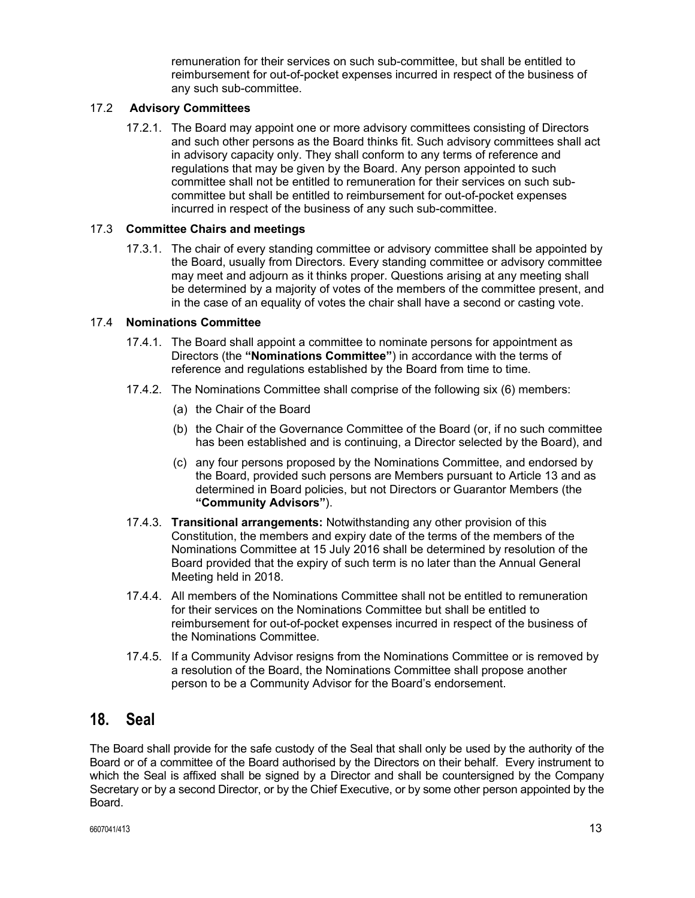remuneration for their services on such sub-committee, but shall be entitled to reimbursement for out-of-pocket expenses incurred in respect of the business of any such sub-committee.

### 17.2 **Advisory Committees**

17.2.1. The Board may appoint one or more advisory committees consisting of Directors and such other persons as the Board thinks fit. Such advisory committees shall act in advisory capacity only. They shall conform to any terms of reference and regulations that may be given by the Board. Any person appointed to such committee shall not be entitled to remuneration for their services on such sub-committee but shall be entitled to reimbursement for out-of-pocket expenses incurred in respect of the business of any such sub-committee.

### 17.3 **Committee Chairs and meetings**

17.3.1. The chair of every standing committee or advisory committee shall be appointed by the Board, usually from Directors. Every standing committee or advisory committee may meet and adjourn as it thinks proper. Questions arising at any meeting shall be determined by a majority of votes of the members of the committee present, and in the case of an equality of votes the chair shall have a second or casting vote.

### 17.4 **Nominations Committee**

17.4.1. The Board shall appoint a committee to nominate persons for appointment as Directors (the **"Nominations Committee"**) in accordance with the terms of reference and regulations established by the Board from time to time.

17.4.2. The Nominations Committee shall comprise of the following six (6) members:

(a) the Chair of the Board

(b) the Chair of the Governance Committee of the Board (or, if no such committee has been established and is continuing, a Director selected by the Board), and

(c) any four persons proposed by the Nominations Committee, and endorsed by the Board, provided such persons are Members pursuant to Article 13 and as determined in Board policies, but not Directors or Guarantor Members (the **"Community Advisors"**).

17.4.3. **Transitional arrangements:** Notwithstanding any other provision of this Constitution, the members and expiry date of the terms of the members of the Nominations Committee at 15 July 2016 shall be determined by resolution of the Board provided that the expiry of such term is no later than the Annual General Meeting held in 2018.

17.4.4. All members of the Nominations Committee shall not be entitled to remuneration for their services on the Nominations Committee but shall be entitled to reimbursement for out-of-pocket expenses incurred in respect of the business of the Nominations Committee.

17.4.5. If a Community Advisor resigns from the Nominations Committee or is removed by a resolution of the Board, the Nominations Committee shall propose another person to be a Community Advisor for the Board's endorsement.

## 18. Seal

The Board shall provide for the safe custody of the Seal that shall only be used by the authority of the Board or of a committee of the Board authorised by the Directors on their behalf. Every instrument to which the Seal is affixed shall be signed by a Director and shall be countersigned by the Company Secretary or by a second Director, or by the Chief Executive, or by some other person appointed by the Board.

6607041/413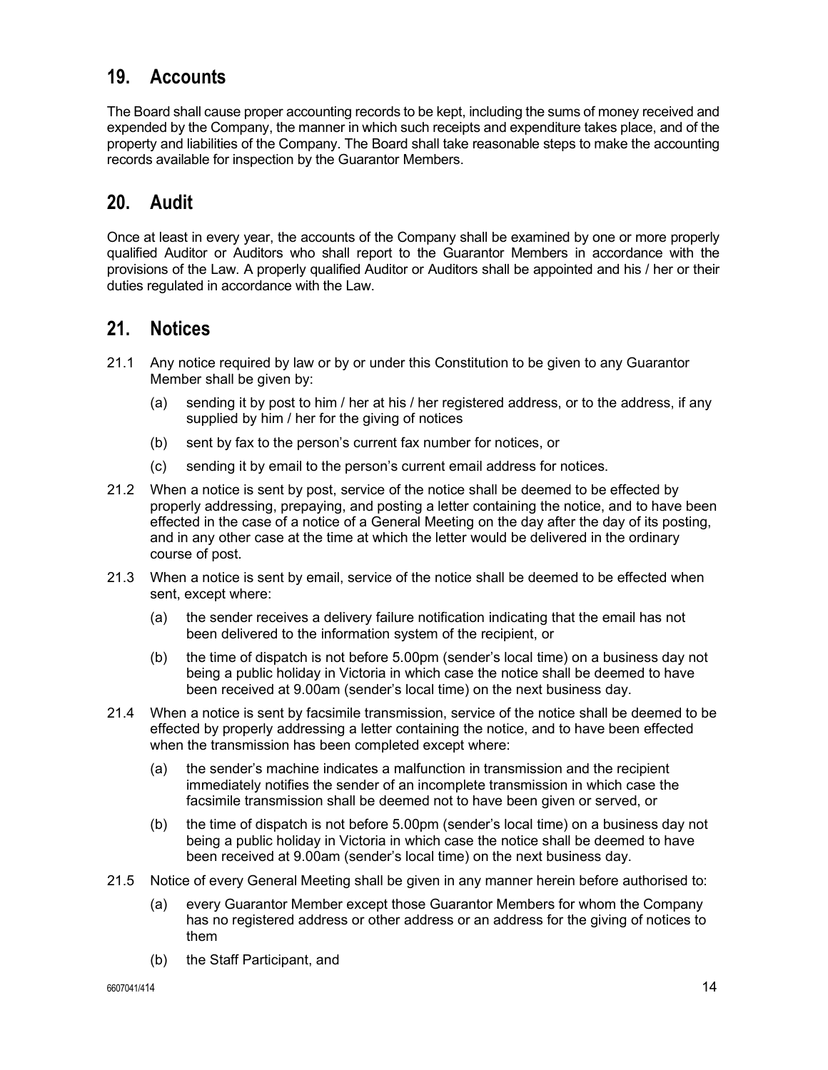## 19. Accounts

The Board shall cause proper accounting records to be kept, including the sums of money received and expended by the Company, the manner in which such receipts and expenditure takes place, and of the property and liabilities of the Company. The Board shall take reasonable steps to make the accounting records available for inspection by the Guarantor Members.

## 20. Audit

Once at least in every year, the accounts of the Company shall be examined by one or more properly qualified Auditor or Auditors who shall report to the Guarantor Members in accordance with the provisions of the Law. A properly qualified Auditor or Auditors shall be appointed and his / her or their duties regulated in accordance with the Law.

## 21. Notices

21.1 Any notice required by law or by or under this Constitution to be given to any Guarantor Member shall be given by:

(a) sending it by post to him / her at his / her registered address, or to the address, if any supplied by him / her for the giving of notices

(b) sent by fax to the person's current fax number for notices, or

(c) sending it by email to the person's current email address for notices.

21.2 When a notice is sent by post, service of the notice shall be deemed to be effected by properly addressing, prepaying, and posting a letter containing the notice, and to have been effected in the case of a notice of a General Meeting on the day after the day of its posting, and in any other case at the time at which the letter would be delivered in the ordinary course of post.

21.3 When a notice is sent by email, service of the notice shall be deemed to be effected when sent, except where:

(a) the sender receives a delivery failure notification indicating that the email has not been delivered to the information system of the recipient, or

(b) the time of dispatch is not before 5.00pm (sender's local time) on a business day not being a public holiday in Victoria in which case the notice shall be deemed to have been received at 9.00am (sender's local time) on the next business day.

21.4 When a notice is sent by facsimile transmission, service of the notice shall be deemed to be effected by properly addressing a letter containing the notice, and to have been effected when the transmission has been completed except where:

(a) the sender's machine indicates a malfunction in transmission and the recipient immediately notifies the sender of an incomplete transmission in which case the facsimile transmission shall be deemed not to have been given or served, or

(b) the time of dispatch is not before 5.00pm (sender's local time) on a business day not being a public holiday in Victoria in which case the notice shall be deemed to have been received at 9.00am (sender's local time) on the next business day.

21.5 Notice of every General Meeting shall be given in any manner herein before authorised to:

(a) every Guarantor Member except those Guarantor Members for whom the Company has no registered address or other address or an address for the giving of notices to them

(b) the Staff Participant, and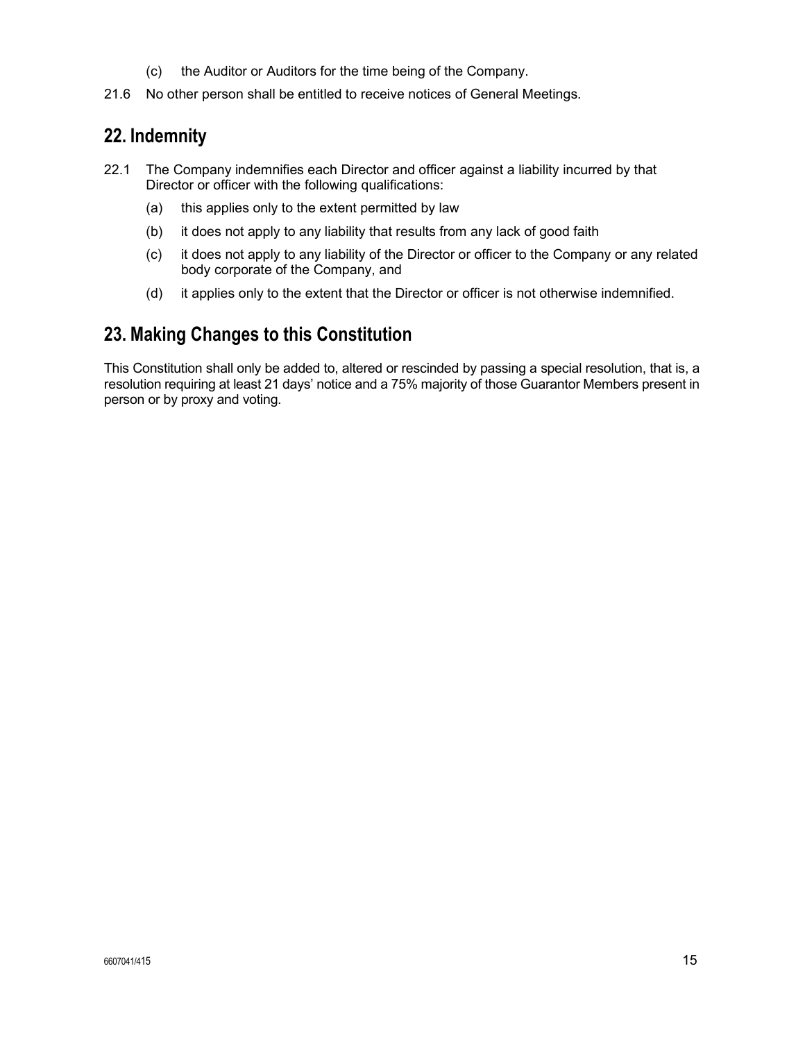(c) the Auditor or Auditors for the time being of the Company.

21.6 No other person shall be entitled to receive notices of General Meetings.

## 22. Indemnity

22.1 The Company indemnifies each Director and officer against a liability incurred by that Director or officer with the following qualifications:

(a) this applies only to the extent permitted by law

(b) it does not apply to any liability that results from any lack of good faith

(c) it does not apply to any liability of the Director or officer to the Company or any related body corporate of the Company, and

(d) it applies only to the extent that the Director or officer is not otherwise indemnified.

## 23. Making Changes to this Constitution

This Constitution shall only be added to, altered or rescinded by passing a special resolution, that is, a resolution requiring at least 21 days' notice and a 75% majority of those Guarantor Members present in person or by proxy and voting.